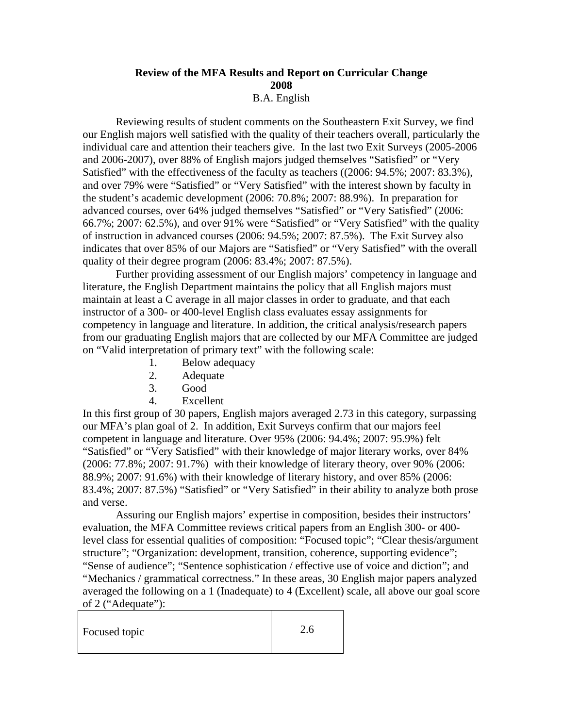**Review of the MFA Results and Report on Curricular Change**
**2008**
B.A. English

Reviewing results of student comments on the Southeastern Exit Survey, we find our English majors well satisfied with the quality of their teachers overall, particularly the individual care and attention their teachers give. In the last two Exit Surveys (2005-2006 and 2006-2007), over 88% of English majors judged themselves "Satisfied" or "Very Satisfied" with the effectiveness of the faculty as teachers ((2006: 94.5%; 2007: 83.3%), and over 79% were "Satisfied" or "Very Satisfied" with the interest shown by faculty in the student's academic development (2006: 70.8%; 2007: 88.9%). In preparation for advanced courses, over 64% judged themselves "Satisfied" or "Very Satisfied" (2006: 66.7%; 2007: 62.5%), and over 91% were "Satisfied" or "Very Satisfied" with the quality of instruction in advanced courses (2006: 94.5%; 2007: 87.5%). The Exit Survey also indicates that over 85% of our Majors are "Satisfied" or "Very Satisfied" with the overall quality of their degree program (2006: 83.4%; 2007: 87.5%).

Further providing assessment of our English majors' competency in language and literature, the English Department maintains the policy that all English majors must maintain at least a C average in all major classes in order to graduate, and that each instructor of a 300- or 400-level English class evaluates essay assignments for competency in language and literature. In addition, the critical analysis/research papers from our graduating English majors that are collected by our MFA Committee are judged on "Valid interpretation of primary text" with the following scale:

1. Below adequacy
2. Adequate
3. Good
4. Excellent

In this first group of 30 papers, English majors averaged 2.73 in this category, surpassing our MFA's plan goal of 2. In addition, Exit Surveys confirm that our majors feel competent in language and literature. Over 95% (2006: 94.4%; 2007: 95.9%) felt "Satisfied" or "Very Satisfied" with their knowledge of major literary works, over 84% (2006: 77.8%; 2007: 91.7%) with their knowledge of literary theory, over 90% (2006: 88.9%; 2007: 91.6%) with their knowledge of literary history, and over 85% (2006: 83.4%; 2007: 87.5%) "Satisfied" or "Very Satisfied" in their ability to analyze both prose and verse.

Assuring our English majors' expertise in composition, besides their instructors' evaluation, the MFA Committee reviews critical papers from an English 300- or 400-level class for essential qualities of composition: "Focused topic"; "Clear thesis/argument structure"; "Organization: development, transition, coherence, supporting evidence"; "Sense of audience"; "Sentence sophistication / effective use of voice and diction"; and "Mechanics / grammatical correctness." In these areas, 30 English major papers analyzed averaged the following on a 1 (Inadequate) to 4 (Excellent) scale, all above our goal score of 2 ("Adequate"):

| | |
|---|---|
| Focused topic | 2.6 |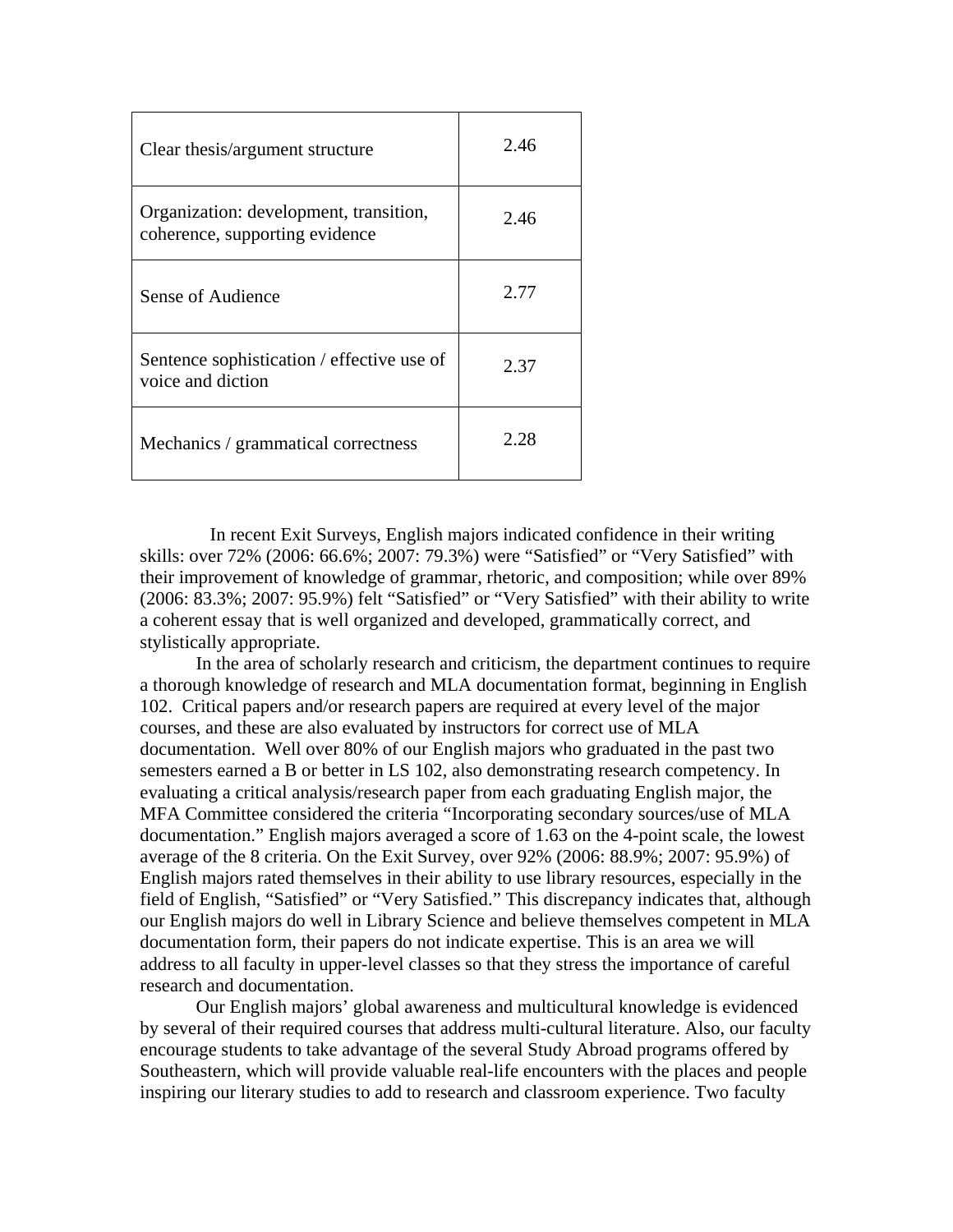| | |
|---|---|
| Clear thesis/argument structure | 2.46 |
| Organization: development, transition, coherence, supporting evidence | 2.46 |
| Sense of Audience | 2.77 |
| Sentence sophistication / effective use of voice and diction | 2.37 |
| Mechanics / grammatical correctness | 2.28 |

In recent Exit Surveys, English majors indicated confidence in their writing skills: over 72% (2006: 66.6%; 2007: 79.3%) were "Satisfied" or "Very Satisfied" with their improvement of knowledge of grammar, rhetoric, and composition; while over 89% (2006: 83.3%; 2007: 95.9%) felt "Satisfied" or "Very Satisfied" with their ability to write a coherent essay that is well organized and developed, grammatically correct, and stylistically appropriate.

In the area of scholarly research and criticism, the department continues to require a thorough knowledge of research and MLA documentation format, beginning in English 102. Critical papers and/or research papers are required at every level of the major courses, and these are also evaluated by instructors for correct use of MLA documentation. Well over 80% of our English majors who graduated in the past two semesters earned a B or better in LS 102, also demonstrating research competency. In evaluating a critical analysis/research paper from each graduating English major, the MFA Committee considered the criteria "Incorporating secondary sources/use of MLA documentation." English majors averaged a score of 1.63 on the 4-point scale, the lowest average of the 8 criteria. On the Exit Survey, over 92% (2006: 88.9%; 2007: 95.9%) of English majors rated themselves in their ability to use library resources, especially in the field of English, "Satisfied" or "Very Satisfied." This discrepancy indicates that, although our English majors do well in Library Science and believe themselves competent in MLA documentation form, their papers do not indicate expertise. This is an area we will address to all faculty in upper-level classes so that they stress the importance of careful research and documentation.

Our English majors' global awareness and multicultural knowledge is evidenced by several of their required courses that address multi-cultural literature. Also, our faculty encourage students to take advantage of the several Study Abroad programs offered by Southeastern, which will provide valuable real-life encounters with the places and people inspiring our literary studies to add to research and classroom experience. Two faculty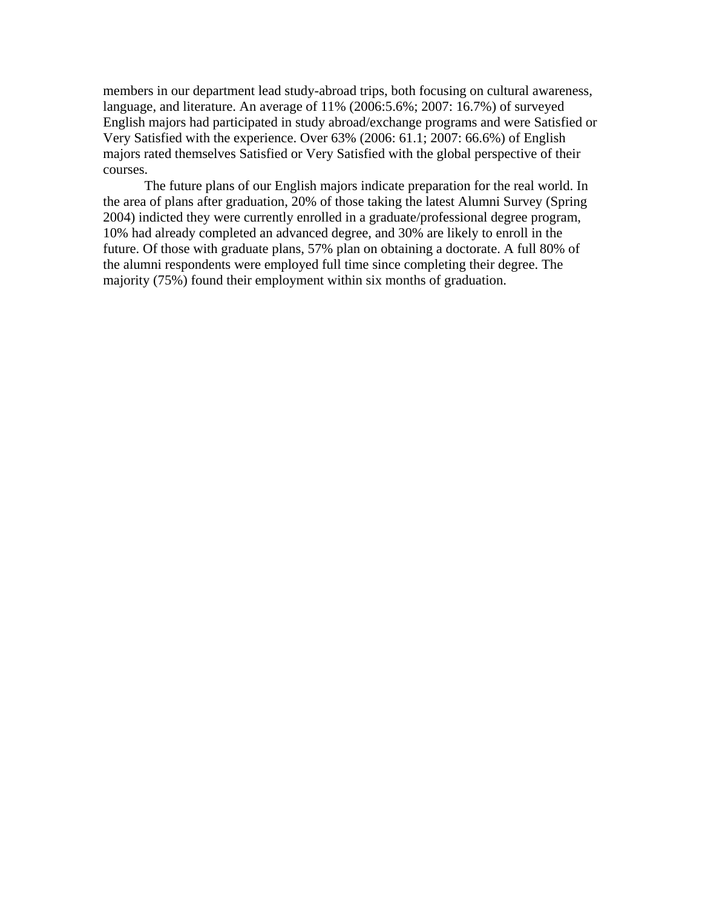members in our department lead study-abroad trips, both focusing on cultural awareness, language, and literature. An average of 11% (2006:5.6%; 2007: 16.7%) of surveyed English majors had participated in study abroad/exchange programs and were Satisfied or Very Satisfied with the experience. Over 63% (2006: 61.1; 2007: 66.6%) of English majors rated themselves Satisfied or Very Satisfied with the global perspective of their courses.

The future plans of our English majors indicate preparation for the real world. In the area of plans after graduation, 20% of those taking the latest Alumni Survey (Spring 2004) indicted they were currently enrolled in a graduate/professional degree program, 10% had already completed an advanced degree, and 30% are likely to enroll in the future. Of those with graduate plans, 57% plan on obtaining a doctorate. A full 80% of the alumni respondents were employed full time since completing their degree. The majority (75%) found their employment within six months of graduation.